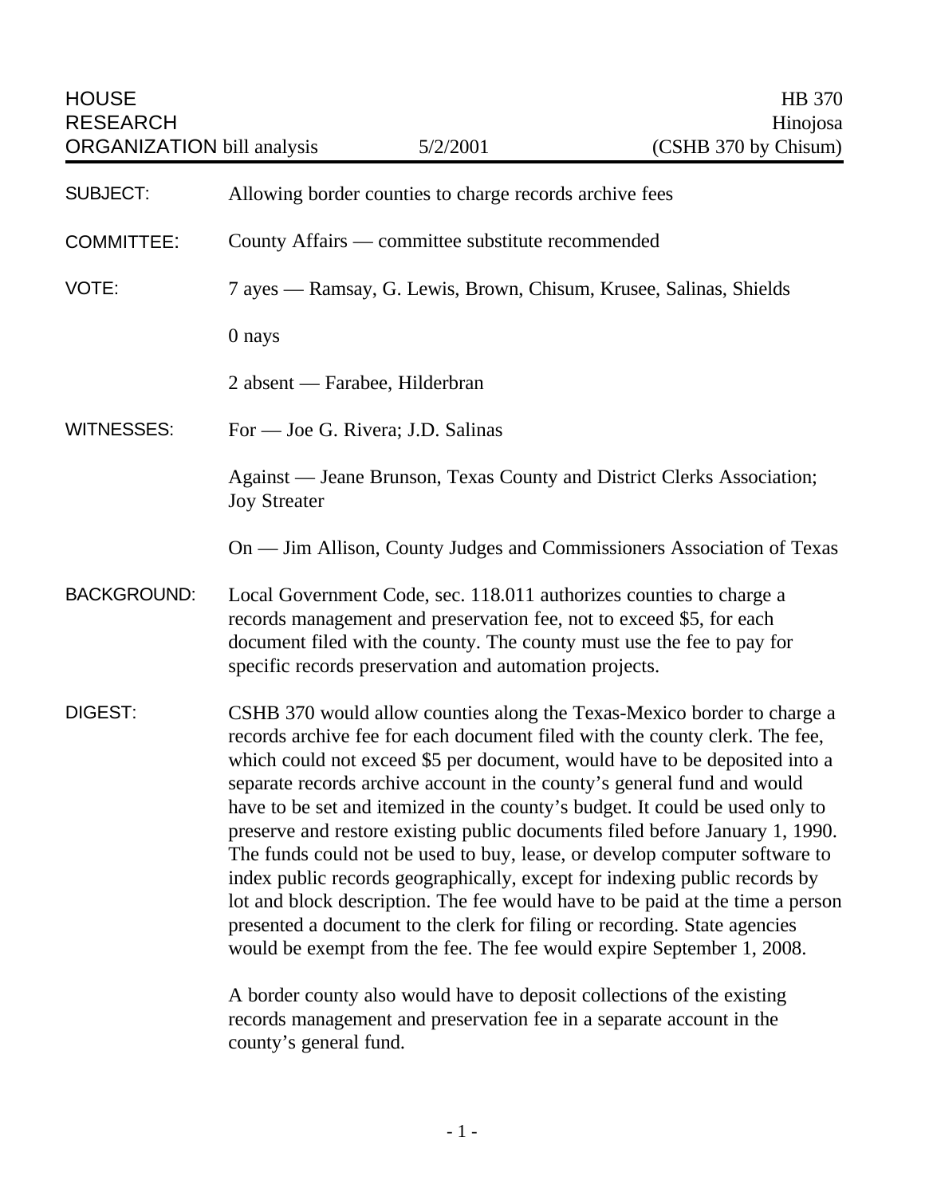HOUSE RESEARCH ORGANIZATION bill analysis | 5/2/2001 | HB 370 Hinojosa (CSHB 370 by Chisum)

---

**SUBJECT:** Allowing border counties to charge records archive fees

**COMMITTEE:** County Affairs — committee substitute recommended

**VOTE:** 7 ayes — Ramsay, G. Lewis, Brown, Chisum, Krusee, Salinas, Shields

0 nays

2 absent — Farabee, Hilderbran

**WITNESSES:** For — Joe G. Rivera; J.D. Salinas

Against — Jeane Brunson, Texas County and District Clerks Association; Joy Streater

On — Jim Allison, County Judges and Commissioners Association of Texas

**BACKGROUND:** Local Government Code, sec. 118.011 authorizes counties to charge a records management and preservation fee, not to exceed $5, for each document filed with the county. The county must use the fee to pay for specific records preservation and automation projects.

**DIGEST:** CSHB 370 would allow counties along the Texas-Mexico border to charge a records archive fee for each document filed with the county clerk. The fee, which could not exceed $5 per document, would have to be deposited into a separate records archive account in the county's general fund and would have to be set and itemized in the county's budget. It could be used only to preserve and restore existing public documents filed before January 1, 1990. The funds could not be used to buy, lease, or develop computer software to index public records geographically, except for indexing public records by lot and block description. The fee would have to be paid at the time a person presented a document to the clerk for filing or recording. State agencies would be exempt from the fee. The fee would expire September 1, 2008.

A border county also would have to deposit collections of the existing records management and preservation fee in a separate account in the county's general fund.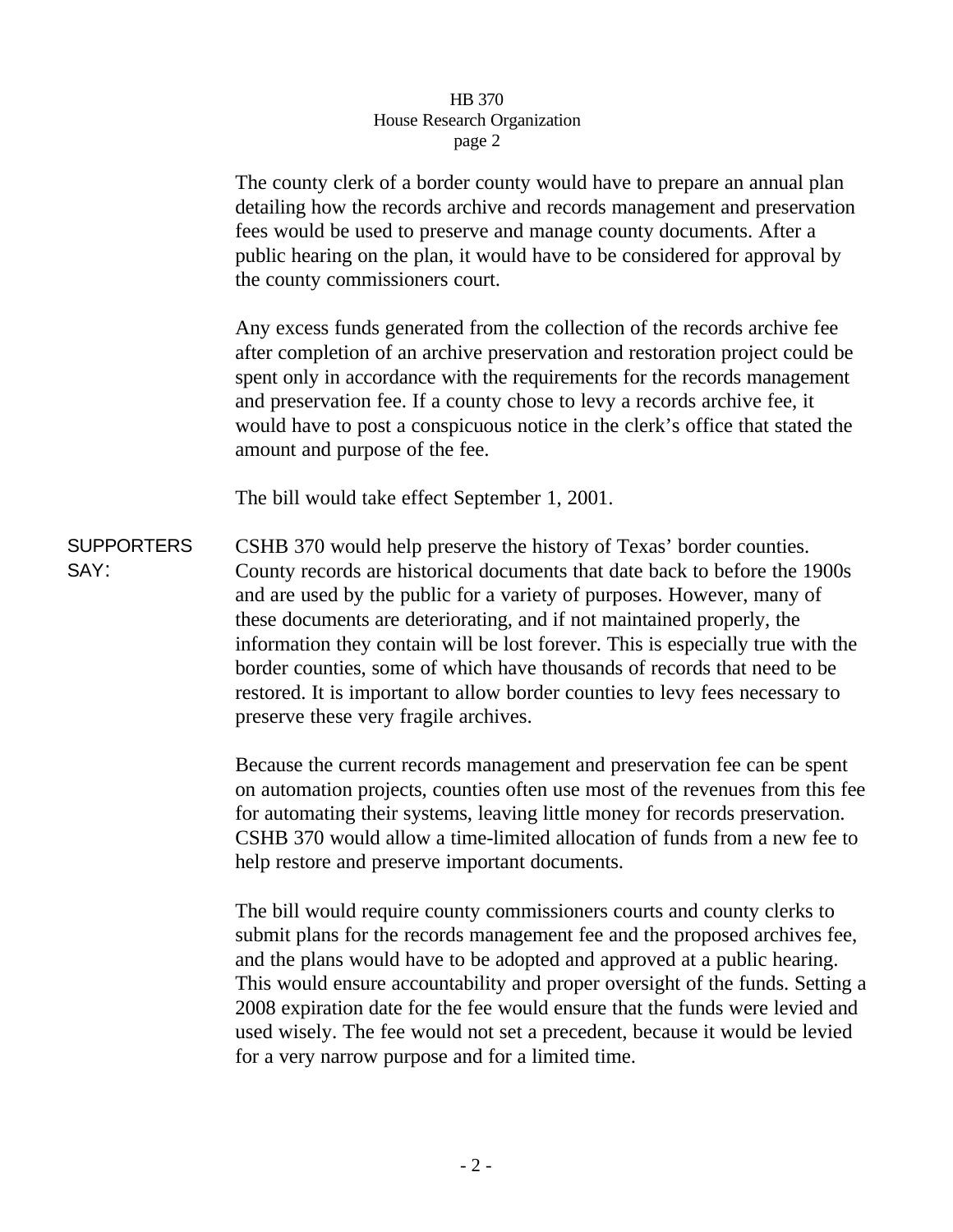The county clerk of a border county would have to prepare an annual plan detailing how the records archive and records management and preservation fees would be used to preserve and manage county documents. After a public hearing on the plan, it would have to be considered for approval by the county commissioners court.

Any excess funds generated from the collection of the records archive fee after completion of an archive preservation and restoration project could be spent only in accordance with the requirements for the records management and preservation fee. If a county chose to levy a records archive fee, it would have to post a conspicuous notice in the clerk's office that stated the amount and purpose of the fee.

The bill would take effect September 1, 2001.

**SUPPORTERS SAY:**

CSHB 370 would help preserve the history of Texas' border counties. County records are historical documents that date back to before the 1900s and are used by the public for a variety of purposes. However, many of these documents are deteriorating, and if not maintained properly, the information they contain will be lost forever. This is especially true with the border counties, some of which have thousands of records that need to be restored. It is important to allow border counties to levy fees necessary to preserve these very fragile archives.

Because the current records management and preservation fee can be spent on automation projects, counties often use most of the revenues from this fee for automating their systems, leaving little money for records preservation. CSHB 370 would allow a time-limited allocation of funds from a new fee to help restore and preserve important documents.

The bill would require county commissioners courts and county clerks to submit plans for the records management fee and the proposed archives fee, and the plans would have to be adopted and approved at a public hearing. This would ensure accountability and proper oversight of the funds. Setting a 2008 expiration date for the fee would ensure that the funds were levied and used wisely. The fee would not set a precedent, because it would be levied for a very narrow purpose and for a limited time.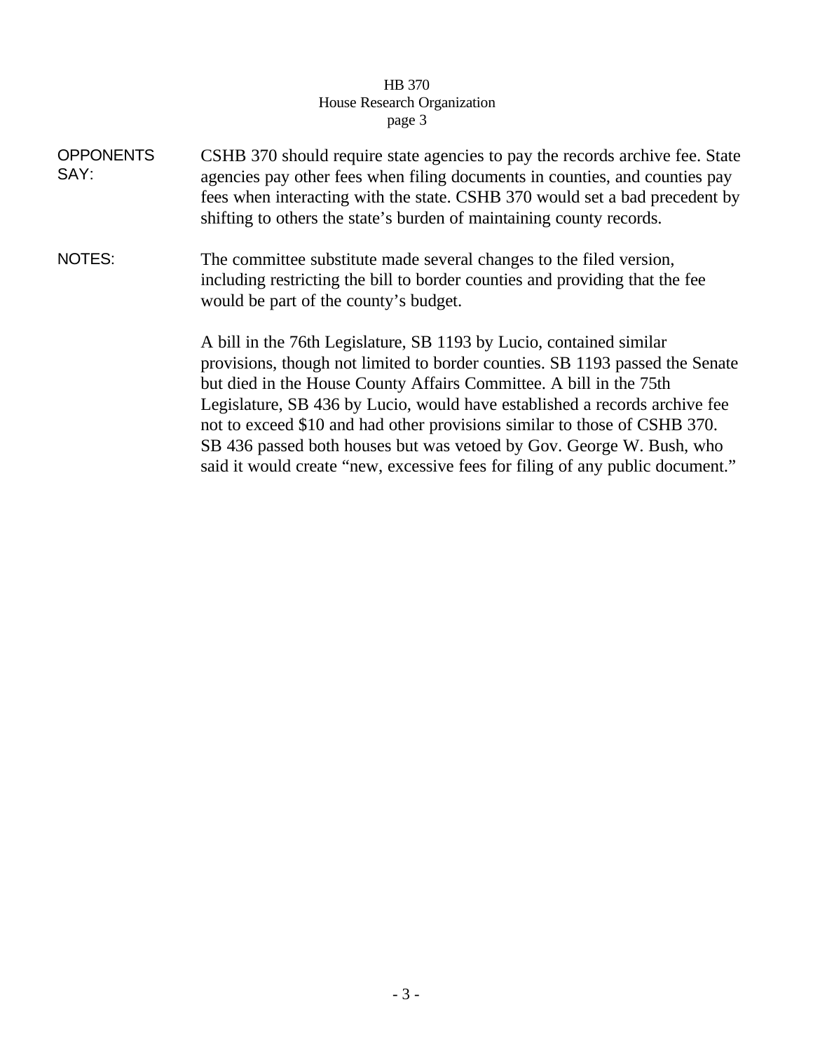**OPPONENTS SAY:** CSHB 370 should require state agencies to pay the records archive fee. State agencies pay other fees when filing documents in counties, and counties pay fees when interacting with the state. CSHB 370 would set a bad precedent by shifting to others the state's burden of maintaining county records.

**NOTES:** The committee substitute made several changes to the filed version, including restricting the bill to border counties and providing that the fee would be part of the county's budget.

A bill in the 76th Legislature, SB 1193 by Lucio, contained similar provisions, though not limited to border counties. SB 1193 passed the Senate but died in the House County Affairs Committee. A bill in the 75th Legislature, SB 436 by Lucio, would have established a records archive fee not to exceed $10 and had other provisions similar to those of CSHB 370. SB 436 passed both houses but was vetoed by Gov. George W. Bush, who said it would create "new, excessive fees for filing of any public document."